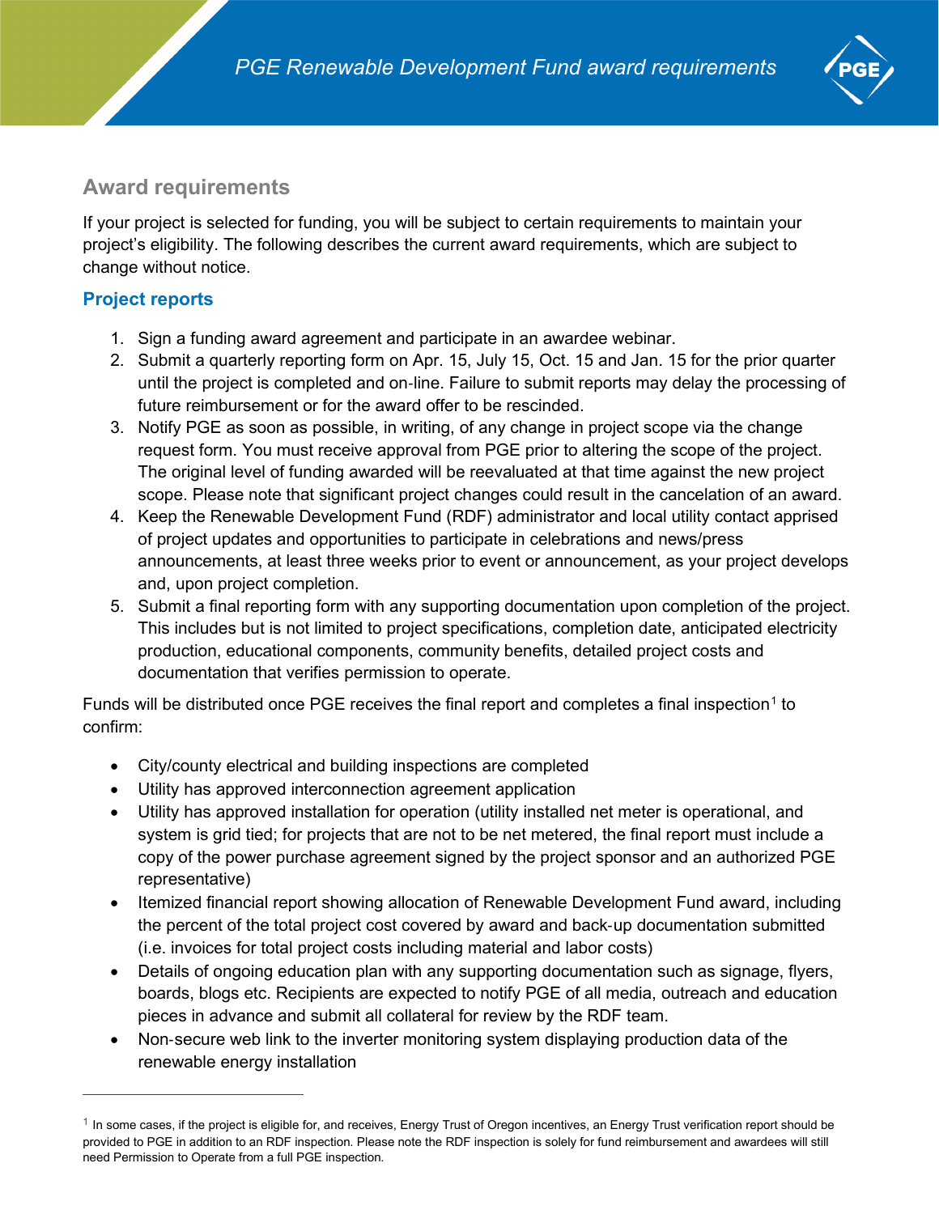# PGE Renewable Development Fund award requirements

## Award requirements

If your project is selected for funding, you will be subject to certain requirements to maintain your project's eligibility. The following describes the current award requirements, which are subject to change without notice.

### Project reports

1. Sign a funding award agreement and participate in an awardee webinar.
2. Submit a quarterly reporting form on Apr. 15, July 15, Oct. 15 and Jan. 15 for the prior quarter until the project is completed and on-line. Failure to submit reports may delay the processing of future reimbursement or for the award offer to be rescinded.
3. Notify PGE as soon as possible, in writing, of any change in project scope via the change request form. You must receive approval from PGE prior to altering the scope of the project. The original level of funding awarded will be reevaluated at that time against the new project scope. Please note that significant project changes could result in the cancelation of an award.
4. Keep the Renewable Development Fund (RDF) administrator and local utility contact apprised of project updates and opportunities to participate in celebrations and news/press announcements, at least three weeks prior to event or announcement, as your project develops and, upon project completion.
5. Submit a final reporting form with any supporting documentation upon completion of the project. This includes but is not limited to project specifications, completion date, anticipated electricity production, educational components, community benefits, detailed project costs and documentation that verifies permission to operate.

Funds will be distributed once PGE receives the final report and completes a final inspection[1] to confirm:

- City/county electrical and building inspections are completed
- Utility has approved interconnection agreement application
- Utility has approved installation for operation (utility installed net meter is operational, and system is grid tied; for projects that are not to be net metered, the final report must include a copy of the power purchase agreement signed by the project sponsor and an authorized PGE representative)
- Itemized financial report showing allocation of Renewable Development Fund award, including the percent of the total project cost covered by award and back-up documentation submitted (i.e. invoices for total project costs including material and labor costs)
- Details of ongoing education plan with any supporting documentation such as signage, flyers, boards, blogs etc. Recipients are expected to notify PGE of all media, outreach and education pieces in advance and submit all collateral for review by the RDF team.
- Non-secure web link to the inverter monitoring system displaying production data of the renewable energy installation

---

[1] In some cases, if the project is eligible for, and receives, Energy Trust of Oregon incentives, an Energy Trust verification report should be provided to PGE in addition to an RDF inspection. Please note the RDF inspection is solely for fund reimbursement and awardees will still need Permission to Operate from a full PGE inspection.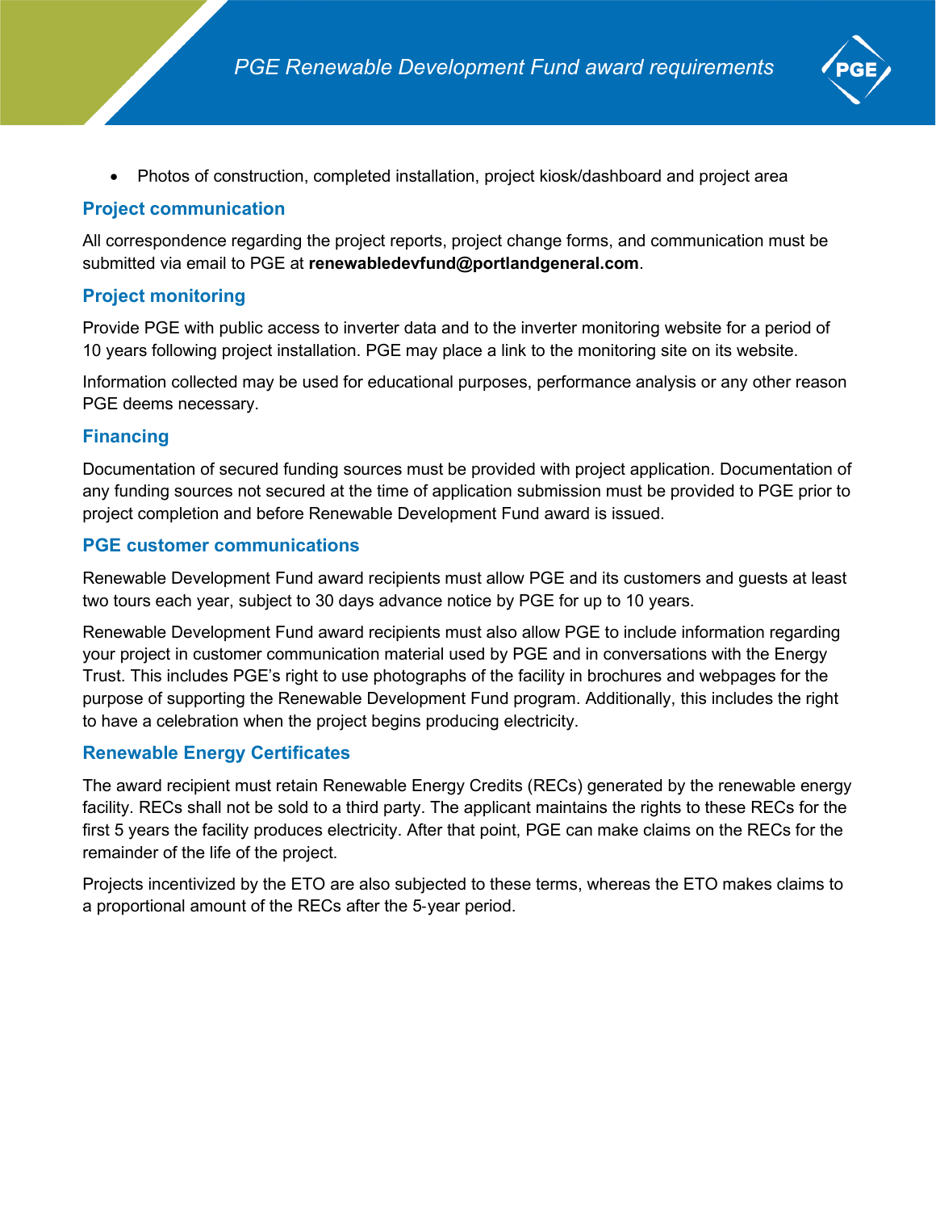- Photos of construction, completed installation, project kiosk/dashboard and project area

## Project communication

All correspondence regarding the project reports, project change forms, and communication must be submitted via email to PGE at **renewabledevfund@portlandgeneral.com**.

## Project monitoring

Provide PGE with public access to inverter data and to the inverter monitoring website for a period of 10 years following project installation. PGE may place a link to the monitoring site on its website.

Information collected may be used for educational purposes, performance analysis or any other reason PGE deems necessary.

## Financing

Documentation of secured funding sources must be provided with project application. Documentation of any funding sources not secured at the time of application submission must be provided to PGE prior to project completion and before Renewable Development Fund award is issued.

## PGE customer communications

Renewable Development Fund award recipients must allow PGE and its customers and guests at least two tours each year, subject to 30 days advance notice by PGE for up to 10 years.

Renewable Development Fund award recipients must also allow PGE to include information regarding your project in customer communication material used by PGE and in conversations with the Energy Trust. This includes PGE's right to use photographs of the facility in brochures and webpages for the purpose of supporting the Renewable Development Fund program. Additionally, this includes the right to have a celebration when the project begins producing electricity.

## Renewable Energy Certificates

The award recipient must retain Renewable Energy Credits (RECs) generated by the renewable energy facility. RECs shall not be sold to a third party. The applicant maintains the rights to these RECs for the first 5 years the facility produces electricity. After that point, PGE can make claims on the RECs for the remainder of the life of the project.

Projects incentivized by the ETO are also subjected to these terms, whereas the ETO makes claims to a proportional amount of the RECs after the 5-year period.